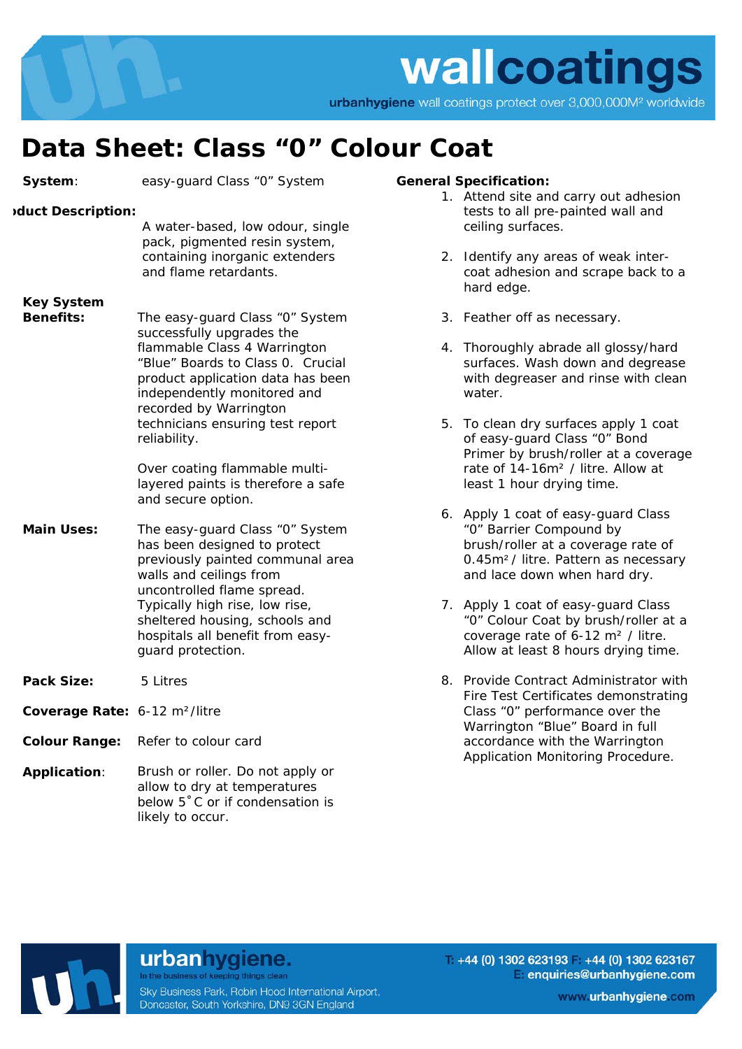# wallcoatings

urbanhygiene wall coatings protect over 3,000,000M² worldwide

# Data Sheet: Class "0" Colour Coat

**System**: easy-guard Class "0" System

**Product Description:** A water-based, low odour, single pack, pigmented resin system, containing inorganic extenders and flame retardants.

**Key System Benefits:** The easy-guard Class "0" System successfully upgrades the flammable Class 4 Warrington "Blue" Boards to Class 0. Crucial product application data has been independently monitored and recorded by Warrington technicians ensuring test report reliability.

Over coating flammable multi-layered paints is therefore a safe and secure option.

**Main Uses:** The easy-guard Class "0" System has been designed to protect previously painted communal area walls and ceilings from uncontrolled flame spread. Typically high rise, low rise, sheltered housing, schools and hospitals all benefit from easy-guard protection.

**Pack Size:** 5 Litres

**Coverage Rate:** 6-12 m²/litre

**Colour Range:** Refer to colour card

**Application**: Brush or roller. Do not apply or allow to dry at temperatures below 5˚C or if condensation is likely to occur.

**General Specification:**

1. Attend site and carry out adhesion tests to all pre-painted wall and ceiling surfaces.
2. Identify any areas of weak inter-coat adhesion and scrape back to a hard edge.
3. Feather off as necessary.
4. Thoroughly abrade all glossy/hard surfaces. Wash down and degrease with degreaser and rinse with clean water.
5. To clean dry surfaces apply 1 coat of easy-guard Class "0" Bond Primer by brush/roller at a coverage rate of 14-16m² / litre. Allow at least 1 hour drying time.
6. Apply 1 coat of easy-guard Class "0" Barrier Compound by brush/roller at a coverage rate of 0.45m² / litre. Pattern as necessary and lace down when hard dry.
7. Apply 1 coat of easy-guard Class "0" Colour Coat by brush/roller at a coverage rate of 6-12 m² / litre. Allow at least 8 hours drying time.
8. Provide Contract Administrator with Fire Test Certificates demonstrating Class "0" performance over the Warrington "Blue" Board in full accordance with the Warrington Application Monitoring Procedure.

urbanhygiene.
In the business of keeping things clean
Sky Business Park, Robin Hood International Airport, Doncaster, South Yorkshire, DN9 3GN England

T: +44 (0) 1302 623193 F: +44 (0) 1302 623167
E: enquiries@urbanhygiene.com
www.urbanhygiene.com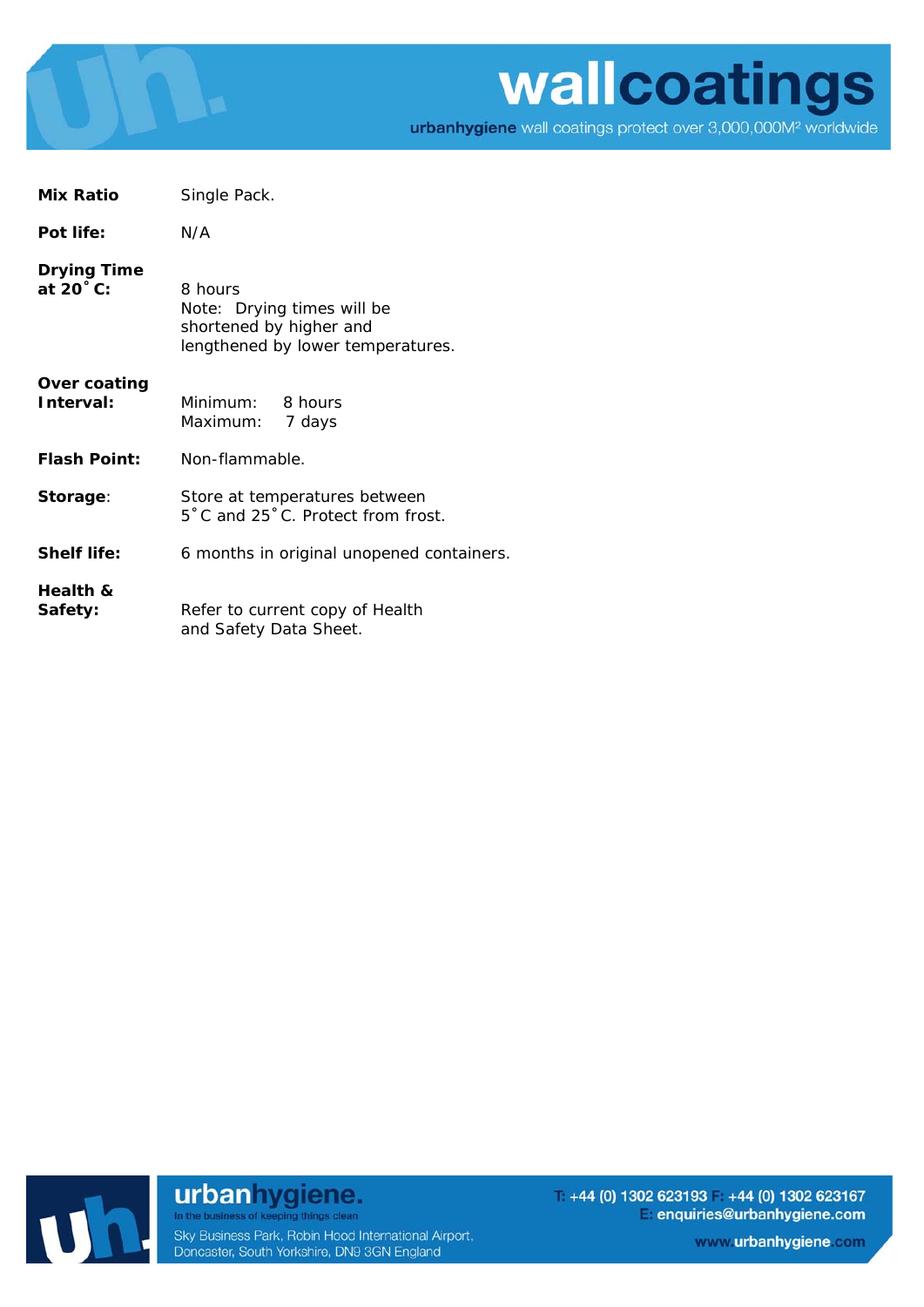| | |
|---|---|
| **Mix Ratio** | Single Pack. |
| **Pot life:** | N/A |
| **Drying Time at 20˚C:** | 8 hours<br>Note: Drying times will be shortened by higher and lengthened by lower temperatures. |
| **Over coating Interval:** | Minimum: 8 hours<br>Maximum: 7 days |
| **Flash Point:** | Non-flammable. |
| **Storage**: | Store at temperatures between 5˚C and 25˚C. Protect from frost. |
| **Shelf life:** | 6 months in original unopened containers. |
| **Health & Safety:** | Refer to current copy of Health and Safety Data Sheet. |